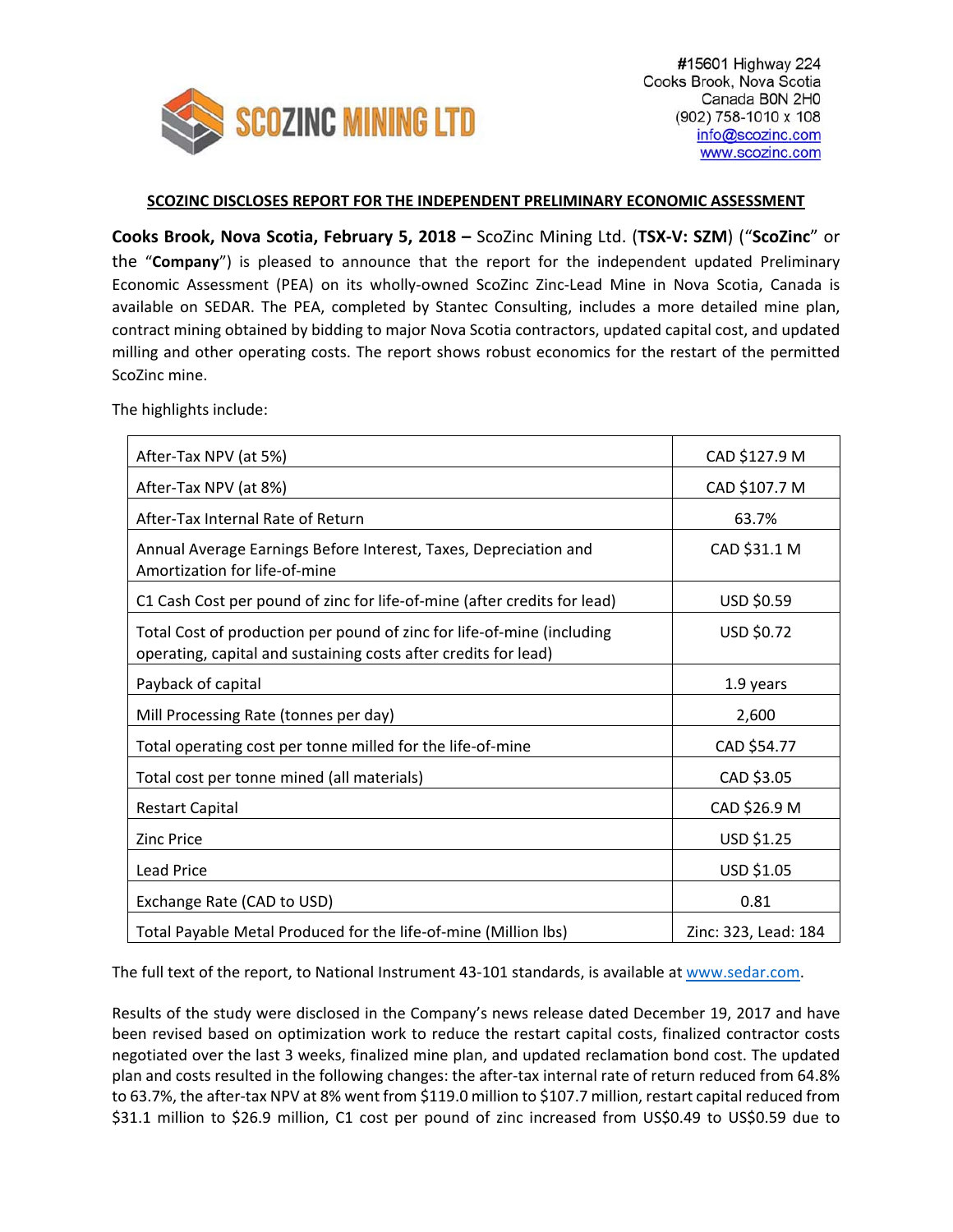SCOZINC MINING LTD

#15601 Highway 224
Cooks Brook, Nova Scotia
Canada B0N 2H0
(902) 758-1010 x 108
info@scozinc.com
www.scozinc.com

## SCOZINC DISCLOSES REPORT FOR THE INDEPENDENT PRELIMINARY ECONOMIC ASSESSMENT

**Cooks Brook, Nova Scotia, February 5, 2018 –** ScoZinc Mining Ltd. (**TSX-V: SZM**) ("**ScoZinc**" or the "**Company**") is pleased to announce that the report for the independent updated Preliminary Economic Assessment (PEA) on its wholly-owned ScoZinc Zinc-Lead Mine in Nova Scotia, Canada is available on SEDAR. The PEA, completed by Stantec Consulting, includes a more detailed mine plan, contract mining obtained by bidding to major Nova Scotia contractors, updated capital cost, and updated milling and other operating costs. The report shows robust economics for the restart of the permitted ScoZinc mine.

The highlights include:

| | |
|---|---|
| After-Tax NPV (at 5%) | CAD $127.9 M |
| After-Tax NPV (at 8%) | CAD $107.7 M |
| After-Tax Internal Rate of Return | 63.7% |
| Annual Average Earnings Before Interest, Taxes, Depreciation and Amortization for life-of-mine | CAD $31.1 M |
| C1 Cash Cost per pound of zinc for life-of-mine (after credits for lead) | USD $0.59 |
| Total Cost of production per pound of zinc for life-of-mine (including operating, capital and sustaining costs after credits for lead) | USD $0.72 |
| Payback of capital | 1.9 years |
| Mill Processing Rate (tonnes per day) | 2,600 |
| Total operating cost per tonne milled for the life-of-mine | CAD $54.77 |
| Total cost per tonne mined (all materials) | CAD $3.05 |
| Restart Capital | CAD $26.9 M |
| Zinc Price | USD $1.25 |
| Lead Price | USD $1.05 |
| Exchange Rate (CAD to USD) | 0.81 |
| Total Payable Metal Produced for the life-of-mine (Million lbs) | Zinc: 323, Lead: 184 |

The full text of the report, to National Instrument 43-101 standards, is available at www.sedar.com.

Results of the study were disclosed in the Company's news release dated December 19, 2017 and have been revised based on optimization work to reduce the restart capital costs, finalized contractor costs negotiated over the last 3 weeks, finalized mine plan, and updated reclamation bond cost. The updated plan and costs resulted in the following changes: the after-tax internal rate of return reduced from 64.8% to 63.7%, the after-tax NPV at 8% went from $119.0 million to $107.7 million, restart capital reduced from $31.1 million to $26.9 million, C1 cost per pound of zinc increased from US$0.49 to US$0.59 due to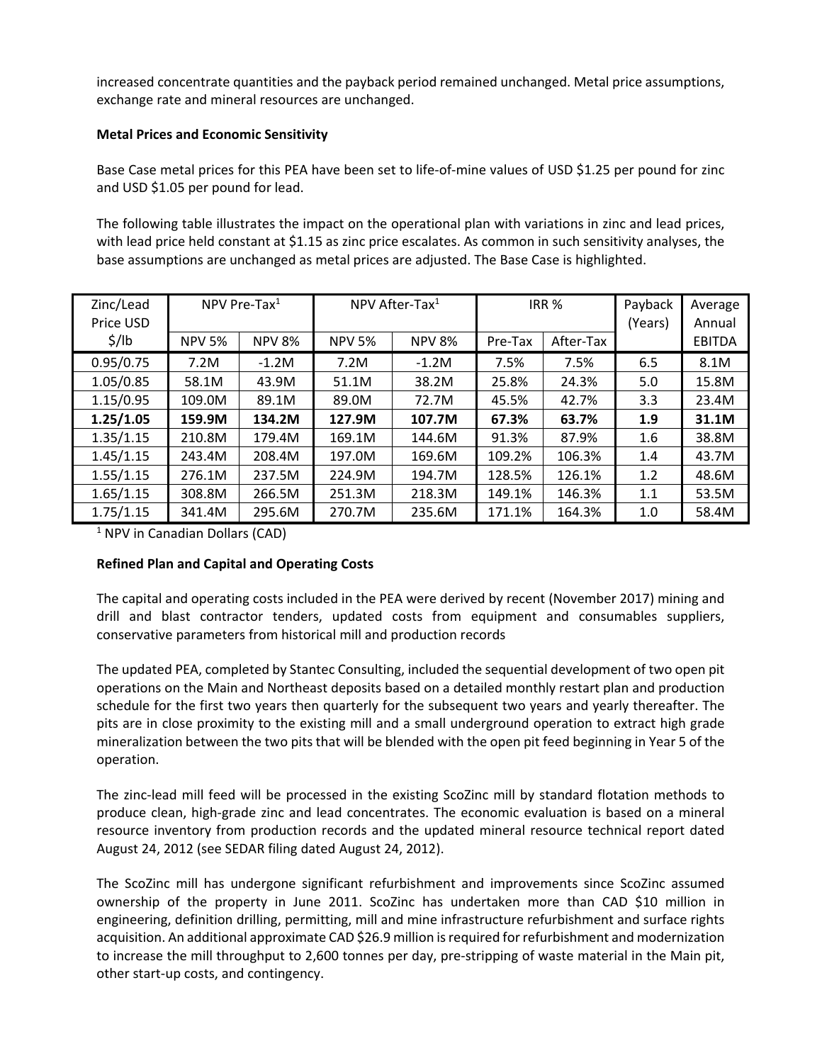increased concentrate quantities and the payback period remained unchanged. Metal price assumptions, exchange rate and mineral resources are unchanged.

**Metal Prices and Economic Sensitivity**

Base Case metal prices for this PEA have been set to life-of-mine values of USD $1.25 per pound for zinc and USD $1.05 per pound for lead.

The following table illustrates the impact on the operational plan with variations in zinc and lead prices, with lead price held constant at $1.15 as zinc price escalates. As common in such sensitivity analyses, the base assumptions are unchanged as metal prices are adjusted. The Base Case is highlighted.

| Zinc/Lead Price USD $/lb | NPV Pre-Tax[1] | | NPV After-Tax[1] | | IRR % | | Payback (Years) | Average Annual EBITDA |
|---|---|---|---|---|---|---|---|---|
| | NPV 5% | NPV 8% | NPV 5% | NPV 8% | Pre-Tax | After-Tax | | |
| 0.95/0.75 | 7.2M | -1.2M | 7.2M | -1.2M | 7.5% | 7.5% | 6.5 | 8.1M |
| 1.05/0.85 | 58.1M | 43.9M | 51.1M | 38.2M | 25.8% | 24.3% | 5.0 | 15.8M |
| 1.15/0.95 | 109.0M | 89.1M | 89.0M | 72.7M | 45.5% | 42.7% | 3.3 | 23.4M |
| **1.25/1.05** | **159.9M** | **134.2M** | **127.9M** | **107.7M** | **67.3%** | **63.7%** | **1.9** | **31.1M** |
| 1.35/1.15 | 210.8M | 179.4M | 169.1M | 144.6M | 91.3% | 87.9% | 1.6 | 38.8M |
| 1.45/1.15 | 243.4M | 208.4M | 197.0M | 169.6M | 109.2% | 106.3% | 1.4 | 43.7M |
| 1.55/1.15 | 276.1M | 237.5M | 224.9M | 194.7M | 128.5% | 126.1% | 1.2 | 48.6M |
| 1.65/1.15 | 308.8M | 266.5M | 251.3M | 218.3M | 149.1% | 146.3% | 1.1 | 53.5M |
| 1.75/1.15 | 341.4M | 295.6M | 270.7M | 235.6M | 171.1% | 164.3% | 1.0 | 58.4M |

[1] NPV in Canadian Dollars (CAD)

**Refined Plan and Capital and Operating Costs**

The capital and operating costs included in the PEA were derived by recent (November 2017) mining and drill and blast contractor tenders, updated costs from equipment and consumables suppliers, conservative parameters from historical mill and production records

The updated PEA, completed by Stantec Consulting, included the sequential development of two open pit operations on the Main and Northeast deposits based on a detailed monthly restart plan and production schedule for the first two years then quarterly for the subsequent two years and yearly thereafter. The pits are in close proximity to the existing mill and a small underground operation to extract high grade mineralization between the two pits that will be blended with the open pit feed beginning in Year 5 of the operation.

The zinc-lead mill feed will be processed in the existing ScoZinc mill by standard flotation methods to produce clean, high-grade zinc and lead concentrates. The economic evaluation is based on a mineral resource inventory from production records and the updated mineral resource technical report dated August 24, 2012 (see SEDAR filing dated August 24, 2012).

The ScoZinc mill has undergone significant refurbishment and improvements since ScoZinc assumed ownership of the property in June 2011. ScoZinc has undertaken more than CAD $10 million in engineering, definition drilling, permitting, mill and mine infrastructure refurbishment and surface rights acquisition. An additional approximate CAD $26.9 million is required for refurbishment and modernization to increase the mill throughput to 2,600 tonnes per day, pre-stripping of waste material in the Main pit, other start-up costs, and contingency.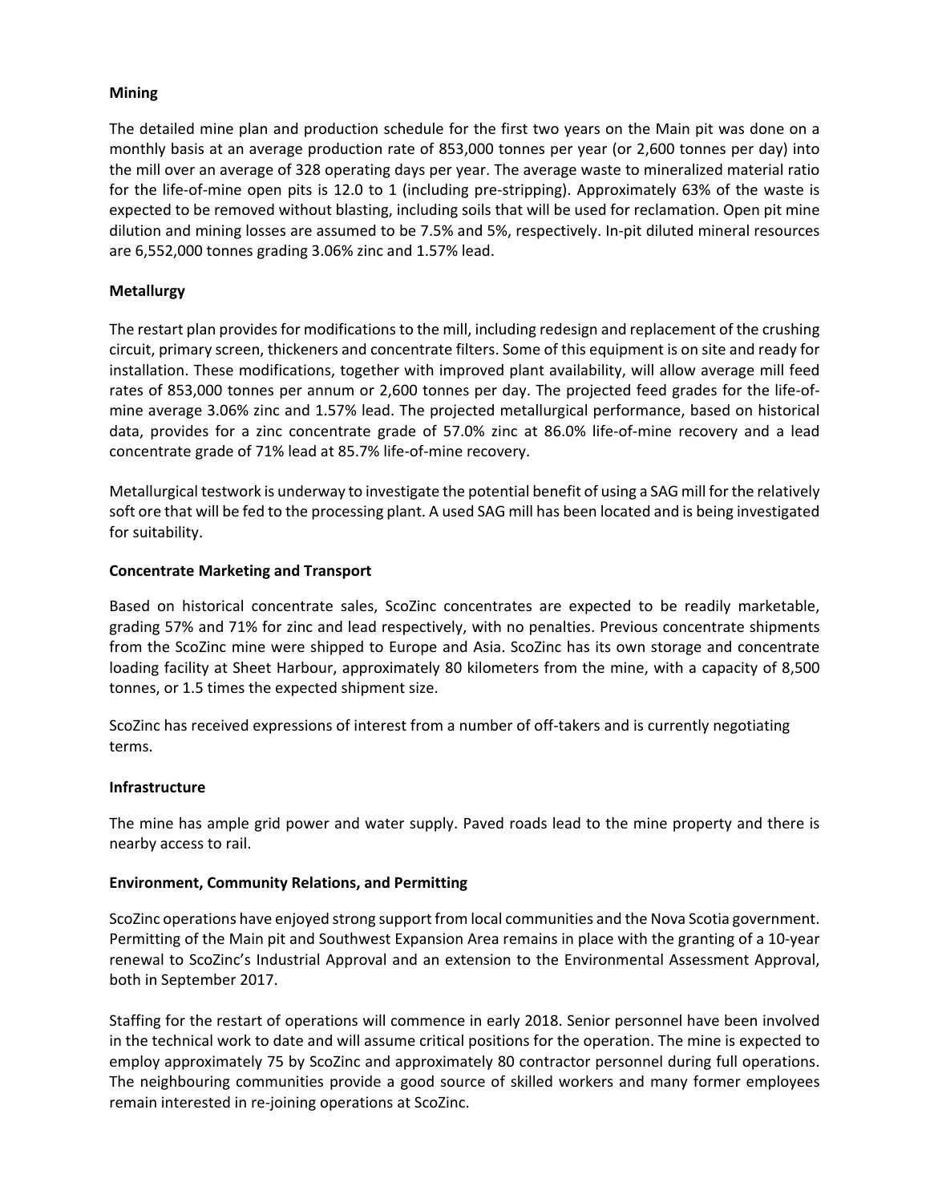**Mining**

The detailed mine plan and production schedule for the first two years on the Main pit was done on a monthly basis at an average production rate of 853,000 tonnes per year (or 2,600 tonnes per day) into the mill over an average of 328 operating days per year. The average waste to mineralized material ratio for the life-of-mine open pits is 12.0 to 1 (including pre-stripping). Approximately 63% of the waste is expected to be removed without blasting, including soils that will be used for reclamation. Open pit mine dilution and mining losses are assumed to be 7.5% and 5%, respectively. In-pit diluted mineral resources are 6,552,000 tonnes grading 3.06% zinc and 1.57% lead.

**Metallurgy**

The restart plan provides for modifications to the mill, including redesign and replacement of the crushing circuit, primary screen, thickeners and concentrate filters. Some of this equipment is on site and ready for installation. These modifications, together with improved plant availability, will allow average mill feed rates of 853,000 tonnes per annum or 2,600 tonnes per day. The projected feed grades for the life-of-mine average 3.06% zinc and 1.57% lead. The projected metallurgical performance, based on historical data, provides for a zinc concentrate grade of 57.0% zinc at 86.0% life-of-mine recovery and a lead concentrate grade of 71% lead at 85.7% life-of-mine recovery.

Metallurgical testwork is underway to investigate the potential benefit of using a SAG mill for the relatively soft ore that will be fed to the processing plant. A used SAG mill has been located and is being investigated for suitability.

**Concentrate Marketing and Transport**

Based on historical concentrate sales, ScoZinc concentrates are expected to be readily marketable, grading 57% and 71% for zinc and lead respectively, with no penalties. Previous concentrate shipments from the ScoZinc mine were shipped to Europe and Asia. ScoZinc has its own storage and concentrate loading facility at Sheet Harbour, approximately 80 kilometers from the mine, with a capacity of 8,500 tonnes, or 1.5 times the expected shipment size.

ScoZinc has received expressions of interest from a number of off-takers and is currently negotiating terms.

**Infrastructure**

The mine has ample grid power and water supply. Paved roads lead to the mine property and there is nearby access to rail.

**Environment, Community Relations, and Permitting**

ScoZinc operations have enjoyed strong support from local communities and the Nova Scotia government. Permitting of the Main pit and Southwest Expansion Area remains in place with the granting of a 10-year renewal to ScoZinc's Industrial Approval and an extension to the Environmental Assessment Approval, both in September 2017.

Staffing for the restart of operations will commence in early 2018. Senior personnel have been involved in the technical work to date and will assume critical positions for the operation. The mine is expected to employ approximately 75 by ScoZinc and approximately 80 contractor personnel during full operations. The neighbouring communities provide a good source of skilled workers and many former employees remain interested in re-joining operations at ScoZinc.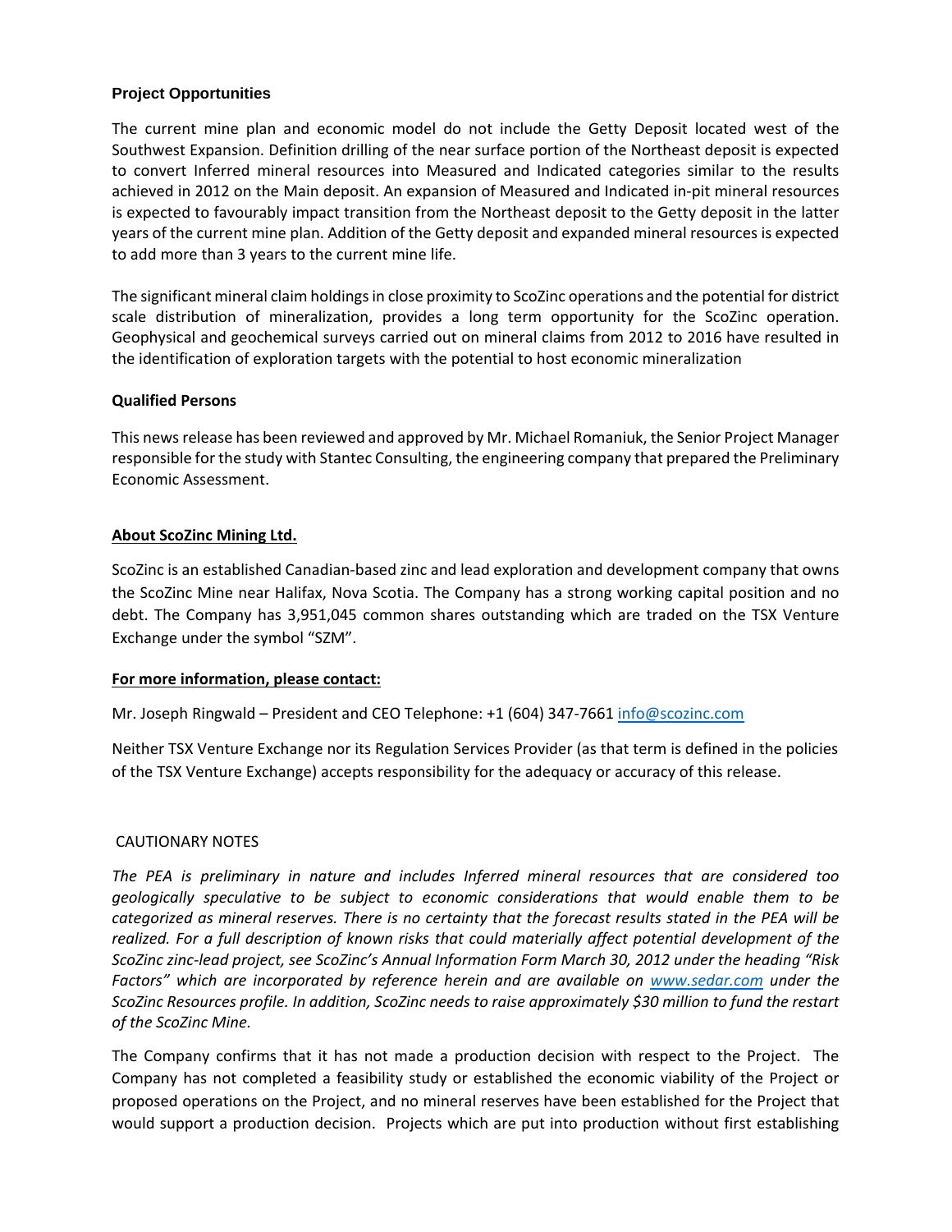**Project Opportunities**

The current mine plan and economic model do not include the Getty Deposit located west of the Southwest Expansion. Definition drilling of the near surface portion of the Northeast deposit is expected to convert Inferred mineral resources into Measured and Indicated categories similar to the results achieved in 2012 on the Main deposit. An expansion of Measured and Indicated in-pit mineral resources is expected to favourably impact transition from the Northeast deposit to the Getty deposit in the latter years of the current mine plan. Addition of the Getty deposit and expanded mineral resources is expected to add more than 3 years to the current mine life.

The significant mineral claim holdings in close proximity to ScoZinc operations and the potential for district scale distribution of mineralization, provides a long term opportunity for the ScoZinc operation. Geophysical and geochemical surveys carried out on mineral claims from 2012 to 2016 have resulted in the identification of exploration targets with the potential to host economic mineralization

**Qualified Persons**

This news release has been reviewed and approved by Mr. Michael Romaniuk, the Senior Project Manager responsible for the study with Stantec Consulting, the engineering company that prepared the Preliminary Economic Assessment.

**About ScoZinc Mining Ltd.**

ScoZinc is an established Canadian-based zinc and lead exploration and development company that owns the ScoZinc Mine near Halifax, Nova Scotia. The Company has a strong working capital position and no debt. The Company has 3,951,045 common shares outstanding which are traded on the TSX Venture Exchange under the symbol "SZM".

**For more information, please contact:**

Mr. Joseph Ringwald – President and CEO Telephone: +1 (604) 347-7661 info@scozinc.com

Neither TSX Venture Exchange nor its Regulation Services Provider (as that term is defined in the policies of the TSX Venture Exchange) accepts responsibility for the adequacy or accuracy of this release.

CAUTIONARY NOTES

*The PEA is preliminary in nature and includes Inferred mineral resources that are considered too geologically speculative to be subject to economic considerations that would enable them to be categorized as mineral reserves. There is no certainty that the forecast results stated in the PEA will be realized. For a full description of known risks that could materially affect potential development of the ScoZinc zinc-lead project, see ScoZinc's Annual Information Form March 30, 2012 under the heading "Risk Factors" which are incorporated by reference herein and are available on www.sedar.com under the ScoZinc Resources profile. In addition, ScoZinc needs to raise approximately $30 million to fund the restart of the ScoZinc Mine.*

The Company confirms that it has not made a production decision with respect to the Project. The Company has not completed a feasibility study or established the economic viability of the Project or proposed operations on the Project, and no mineral reserves have been established for the Project that would support a production decision. Projects which are put into production without first establishing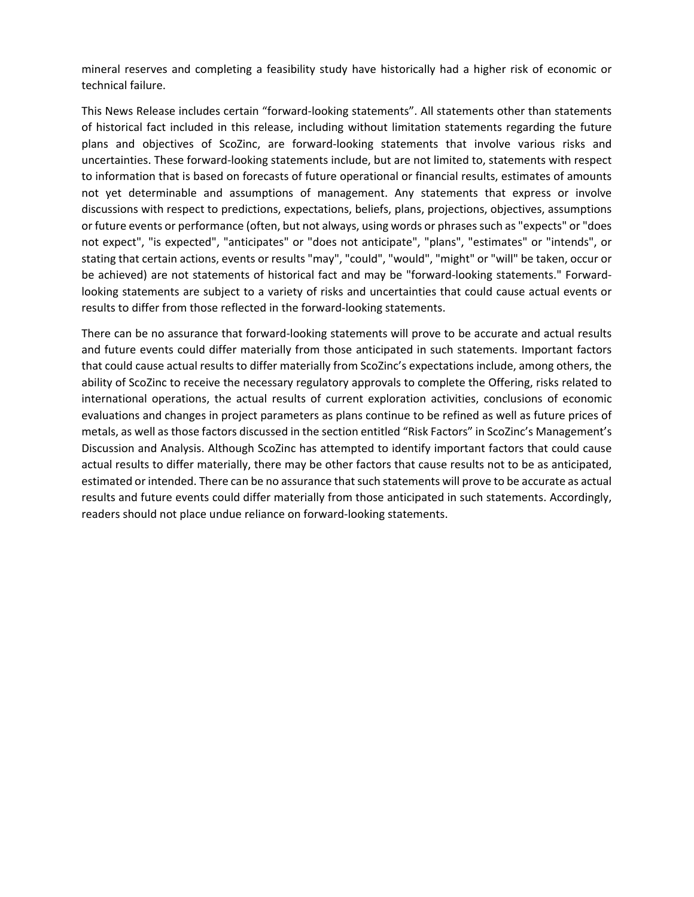mineral reserves and completing a feasibility study have historically had a higher risk of economic or technical failure.

This News Release includes certain "forward-looking statements". All statements other than statements of historical fact included in this release, including without limitation statements regarding the future plans and objectives of ScoZinc, are forward-looking statements that involve various risks and uncertainties. These forward-looking statements include, but are not limited to, statements with respect to information that is based on forecasts of future operational or financial results, estimates of amounts not yet determinable and assumptions of management. Any statements that express or involve discussions with respect to predictions, expectations, beliefs, plans, projections, objectives, assumptions or future events or performance (often, but not always, using words or phrases such as "expects" or "does not expect", "is expected", "anticipates" or "does not anticipate", "plans", "estimates" or "intends", or stating that certain actions, events or results "may", "could", "would", "might" or "will" be taken, occur or be achieved) are not statements of historical fact and may be "forward-looking statements." Forward-looking statements are subject to a variety of risks and uncertainties that could cause actual events or results to differ from those reflected in the forward-looking statements.

There can be no assurance that forward-looking statements will prove to be accurate and actual results and future events could differ materially from those anticipated in such statements. Important factors that could cause actual results to differ materially from ScoZinc's expectations include, among others, the ability of ScoZinc to receive the necessary regulatory approvals to complete the Offering, risks related to international operations, the actual results of current exploration activities, conclusions of economic evaluations and changes in project parameters as plans continue to be refined as well as future prices of metals, as well as those factors discussed in the section entitled "Risk Factors" in ScoZinc's Management's Discussion and Analysis. Although ScoZinc has attempted to identify important factors that could cause actual results to differ materially, there may be other factors that cause results not to be as anticipated, estimated or intended. There can be no assurance that such statements will prove to be accurate as actual results and future events could differ materially from those anticipated in such statements. Accordingly, readers should not place undue reliance on forward-looking statements.